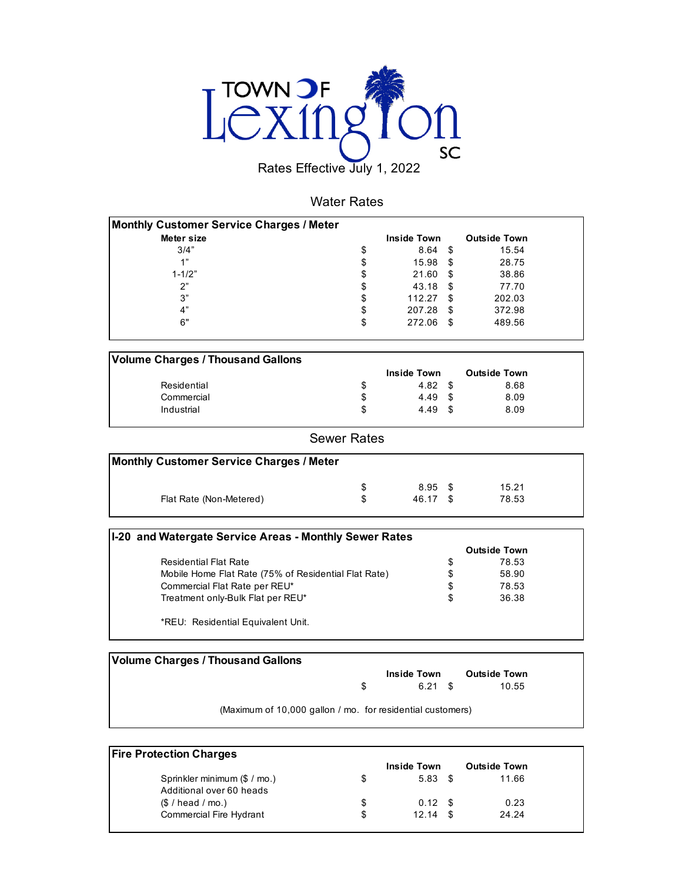# TOWN OF Lexington SC

Rates Effective July 1, 2022

## Water Rates

| Monthly Customer Service Charges / Meter | | |
|---|---|---|
| Meter size | Inside Town | Outside Town |
| 3/4" | $ 8.64 | $ 15.54 |
| 1" | $ 15.98 | $ 28.75 |
| 1-1/2" | $ 21.60 | $ 38.86 |
| 2" | $ 43.18 | $ 77.70 |
| 3" | $ 112.27 | $ 202.03 |
| 4" | $ 207.28 | $ 372.98 |
| 6" | $ 272.06 | $ 489.56 |

| Volume Charges / Thousand Gallons | | |
|---|---|---|
| | Inside Town | Outside Town |
| Residential | $ 4.82 | $ 8.68 |
| Commercial | $ 4.49 | $ 8.09 |
| Industrial | $ 4.49 | $ 8.09 |

## Sewer Rates

| Monthly Customer Service Charges / Meter | | |
|---|---|---|
| | $ 8.95 | $ 15.21 |
| Flat Rate (Non-Metered) | $ 46.17 | $ 78.53 |

| I-20 and Watergate Service Areas - Monthly Sewer Rates | |
|---|---|
| | Outside Town |
| Residential Flat Rate | $ 78.53 |
| Mobile Home Flat Rate (75% of Residential Flat Rate) | $ 58.90 |
| Commercial Flat Rate per REU* | $ 78.53 |
| Treatment only-Bulk Flat per REU* | $ 36.38 |

*REU: Residential Equivalent Unit.

| Volume Charges / Thousand Gallons | | |
|---|---|---|
| | Inside Town | Outside Town |
| | $ 6.21 | $ 10.55 |

(Maximum of 10,000 gallon / mo. for residential customers)

| Fire Protection Charges | | |
|---|---|---|
| | Inside Town | Outside Town |
| Sprinkler minimum ($ / mo.) | $ 5.83 | $ 11.66 |
| Additional over 60 heads ($ / head / mo.) | $ 0.12 | $ 0.23 |
| Commercial Fire Hydrant | $ 12.14 | $ 24.24 |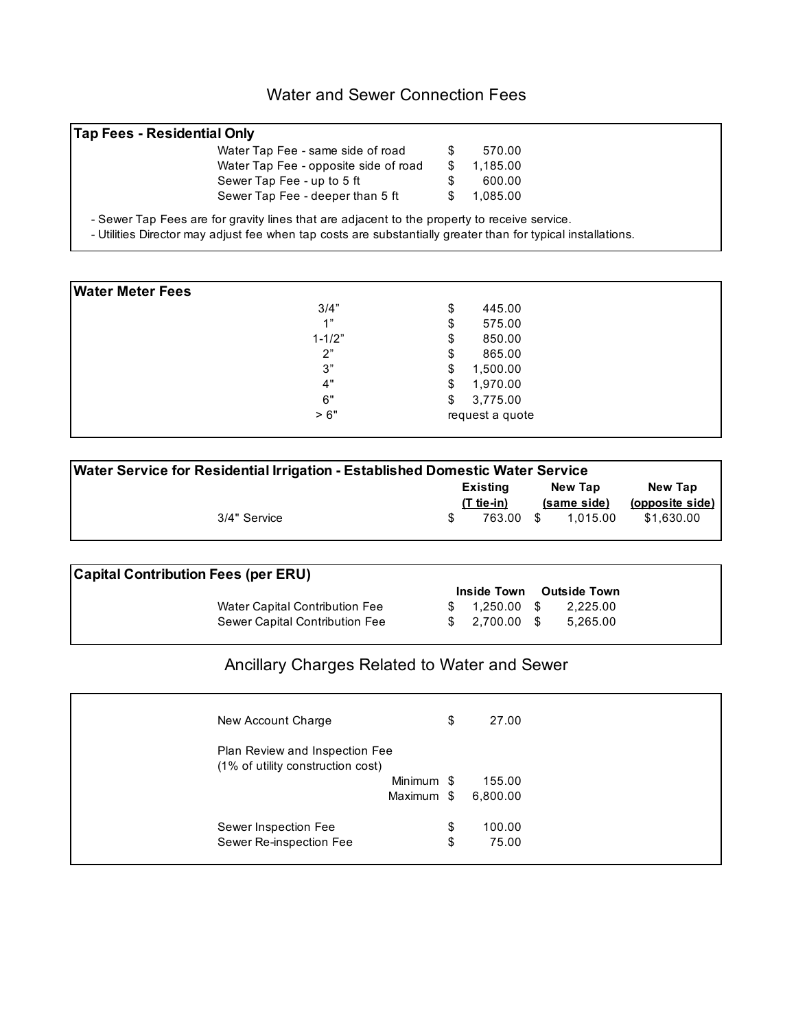# Water and Sewer Connection Fees

| **Tap Fees - Residential Only** | |
|---|---|
| Water Tap Fee - same side of road | $ 570.00 |
| Water Tap Fee - opposite side of road | $ 1,185.00 |
| Sewer Tap Fee - up to 5 ft | $ 600.00 |
| Sewer Tap Fee - deeper than 5 ft | $ 1,085.00 |

- Sewer Tap Fees are for gravity lines that are adjacent to the property to receive service.
- Utilities Director may adjust fee when tap costs are substantially greater than for typical installations.

| **Water Meter Fees** | |
|---|---|
| 3/4” | $ 445.00 |
| 1” | $ 575.00 |
| 1-1/2” | $ 850.00 |
| 2” | $ 865.00 |
| 3” | $ 1,500.00 |
| 4" | $ 1,970.00 |
| 6" | $ 3,775.00 |
| > 6" | request a quote |

| **Water Service for Residential Irrigation - Established Domestic Water Service** | Existing (T tie-in) | New Tap (same side) | New Tap (opposite side) |
|---|---|---|---|
| 3/4" Service | $ 763.00 | $ 1,015.00 | $1,630.00 |

| **Capital Contribution Fees (per ERU)** | Inside Town | Outside Town |
|---|---|---|
| Water Capital Contribution Fee | $ 1,250.00 | $ 2,225.00 |
| Sewer Capital Contribution Fee | $ 2,700.00 | $ 5,265.00 |

# Ancillary Charges Related to Water and Sewer

| | |
|---|---|
| New Account Charge | $ 27.00 |
| Plan Review and Inspection Fee (1% of utility construction cost) | |
| Minimum | $ 155.00 |
| Maximum | $ 6,800.00 |
| Sewer Inspection Fee | $ 100.00 |
| Sewer Re-inspection Fee | $ 75.00 |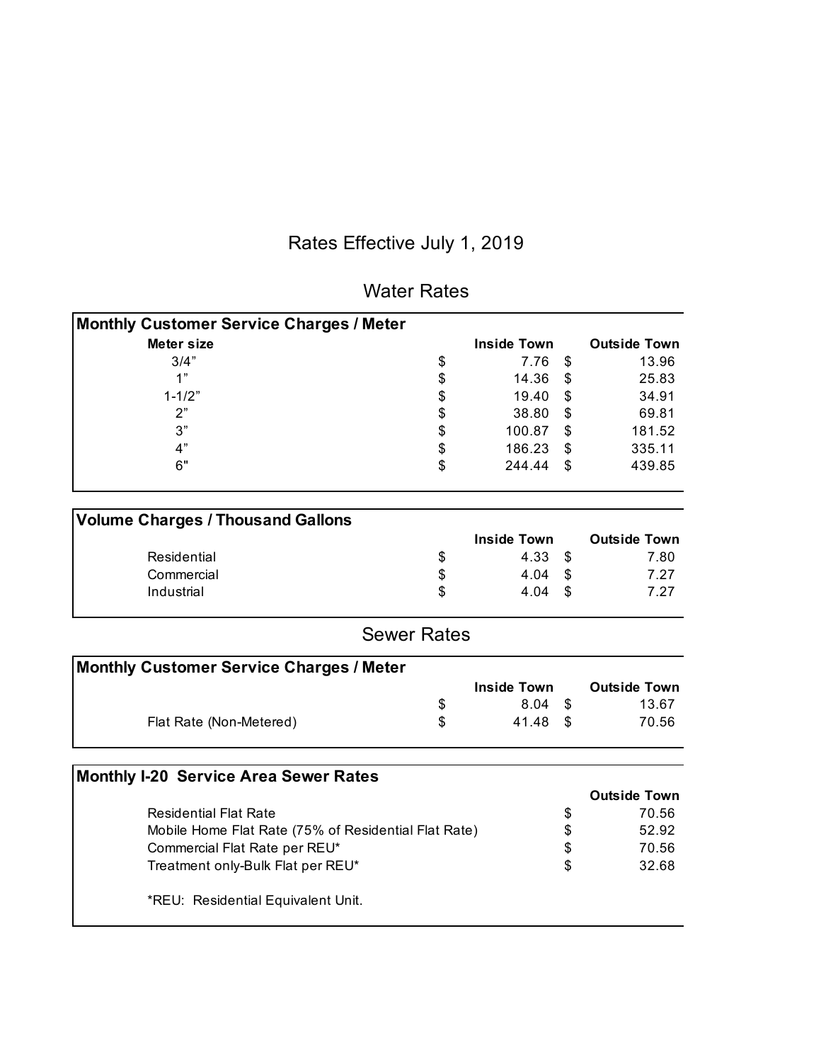# Rates Effective July 1, 2019

## Water Rates

| Monthly Customer Service Charges / Meter | | |
|---|---|---|
| **Meter size** | **Inside Town** | **Outside Town** |
| 3/4” | $ 7.76 | $ 13.96 |
| 1” | $ 14.36 | $ 25.83 |
| 1-1/2” | $ 19.40 | $ 34.91 |
| 2” | $ 38.80 | $ 69.81 |
| 3” | $ 100.87 | $ 181.52 |
| 4” | $ 186.23 | $ 335.11 |
| 6" | $ 244.44 | $ 439.85 |

| Volume Charges / Thousand Gallons | | |
|---|---|---|
| | **Inside Town** | **Outside Town** |
| Residential | $ 4.33 | $ 7.80 |
| Commercial | $ 4.04 | $ 7.27 |
| Industrial | $ 4.04 | $ 7.27 |

## Sewer Rates

| Monthly Customer Service Charges / Meter | | |
|---|---|---|
| | **Inside Town** | **Outside Town** |
| | $ 8.04 | $ 13.67 |
| Flat Rate (Non-Metered) | $ 41.48 | $ 70.56 |

| Monthly I-20 Service Area Sewer Rates | |
|---|---|
| | **Outside Town** |
| Residential Flat Rate | $ 70.56 |
| Mobile Home Flat Rate (75% of Residential Flat Rate) | $ 52.92 |
| Commercial Flat Rate per REU* | $ 70.56 |
| Treatment only-Bulk Flat per REU* | $ 32.68 |

*REU: Residential Equivalent Unit.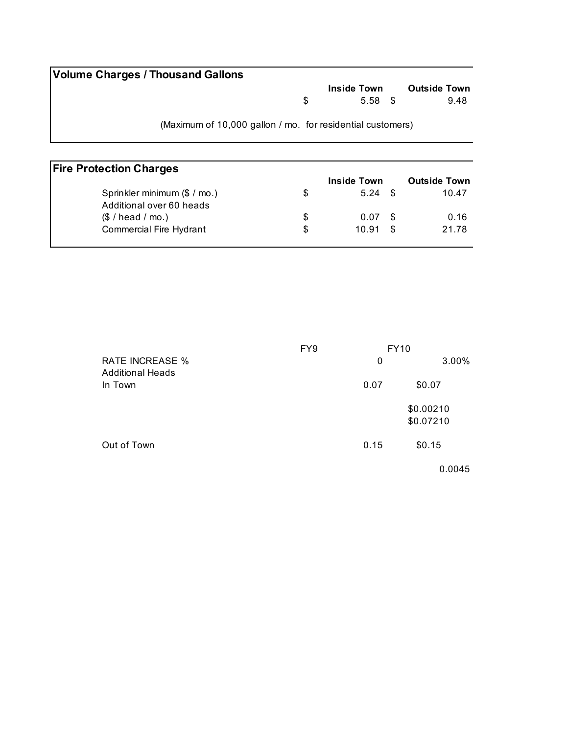## Volume Charges / Thousand Gallons

| | Inside Town | Outside Town |
|---|---|---|
| | $ 5.58 | $ 9.48 |

(Maximum of 10,000 gallon / mo. for residential customers)

## Fire Protection Charges

| | Inside Town | Outside Town |
|---|---|---|
| Sprinkler minimum ($ / mo.) | $ 5.24 | $ 10.47 |
| Additional over 60 heads ($ / head / mo.) | $ 0.07 | $ 0.16 |
| Commercial Fire Hydrant | $ 10.91 | $ 21.78 |

| | FY9 | FY10 | |
|---|---|---|---|
| RATE INCREASE % | | 0 | 3.00% |
| Additional Heads | | | |
| In Town | | 0.07 | $0.07 |
| | | | $0.00210 |
| | | | $0.07210 |
| Out of Town | | 0.15 | $0.15 |
| | | | 0.0045 |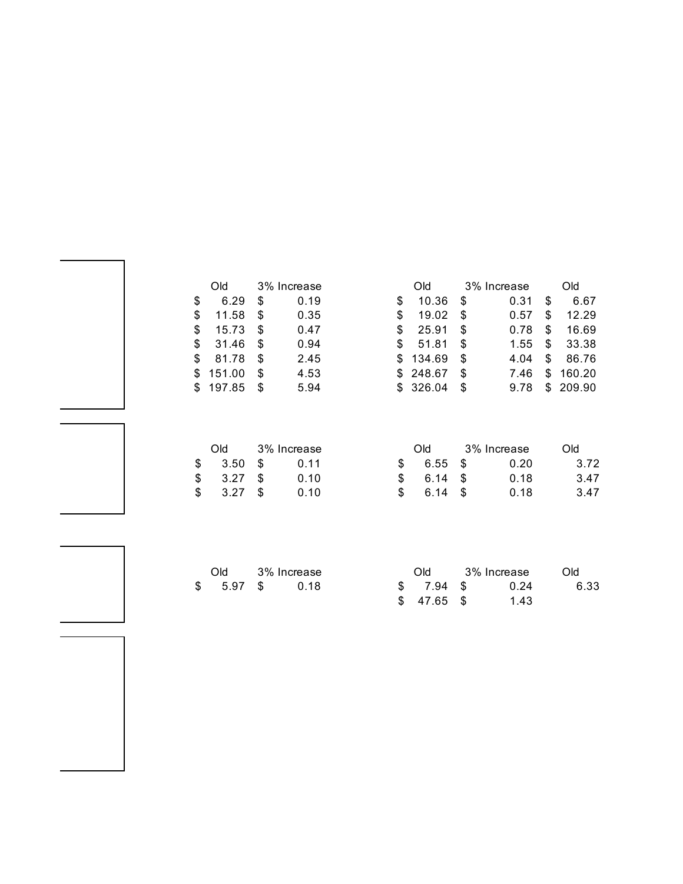| Old | 3% Increase | | Old | 3% Increase | Old |
|---|---|---|---|---|---|
| $ 6.29 | $ 0.19 | | $ 10.36 | $ 0.31 | $ 6.67 |
| $ 11.58 | $ 0.35 | | $ 19.02 | $ 0.57 | $ 12.29 |
| $ 15.73 | $ 0.47 | | $ 25.91 | $ 0.78 | $ 16.69 |
| $ 31.46 | $ 0.94 | | $ 51.81 | $ 1.55 | $ 33.38 |
| $ 81.78 | $ 2.45 | | $ 134.69 | $ 4.04 | $ 86.76 |
| $ 151.00 | $ 4.53 | | $ 248.67 | $ 7.46 | $ 160.20 |
| $ 197.85 | $ 5.94 | | $ 326.04 | $ 9.78 | $ 209.90 |

| Old | 3% Increase | | Old | 3% Increase | Old |
|---|---|---|---|---|---|
| $ 3.50 | $ 0.11 | | $ 6.55 | $ 0.20 | 3.72 |
| $ 3.27 | $ 0.10 | | $ 6.14 | $ 0.18 | 3.47 |
| $ 3.27 | $ 0.10 | | $ 6.14 | $ 0.18 | 3.47 |

| Old | 3% Increase | | Old | 3% Increase | Old |
|---|---|---|---|---|---|
| $ 5.97 | $ 0.18 | | $ 7.94 | $ 0.24 | 6.33 |
| | | | $ 47.65 | $ 1.43 | |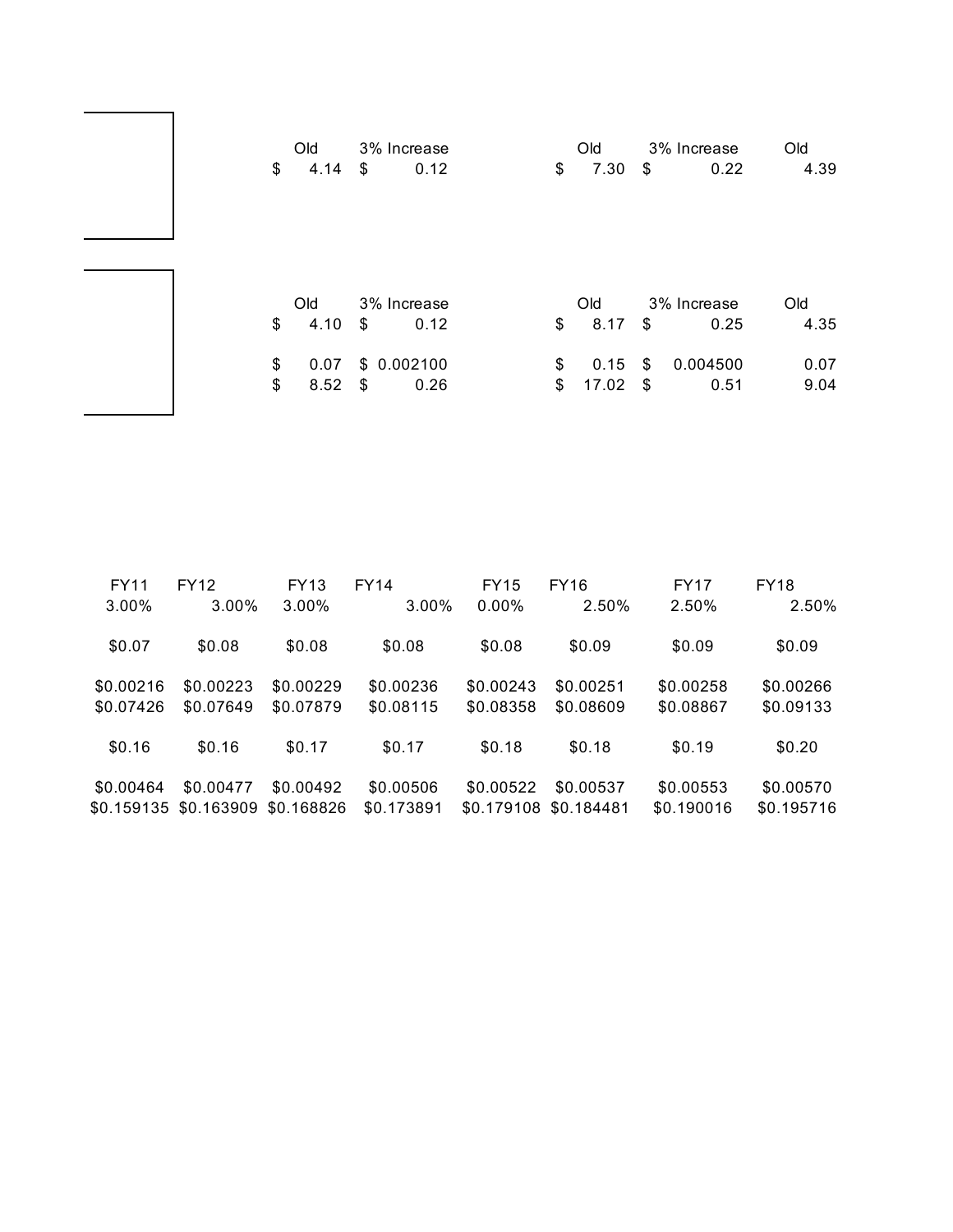| Old | 3% Increase | Old | 3% Increase | Old |
|---|---|---|---|---|
| $ 4.14 | $ 0.12 | $ 7.30 | $ 0.22 | 4.39 |

| Old | 3% Increase | Old | 3% Increase | Old |
|---|---|---|---|---|
| $ 4.10 | $ 0.12 | $ 8.17 | $ 0.25 | 4.35 |
| $ 0.07 | $ 0.002100 | $ 0.15 | $ 0.004500 | 0.07 |
| $ 8.52 | $ 0.26 | $ 17.02 | $ 0.51 | 9.04 |

| FY11 | FY12 | FY13 | FY14 | FY15 | FY16 | FY17 | FY18 |
|---|---|---|---|---|---|---|---|
| 3.00% | 3.00% | 3.00% | 3.00% | 0.00% | 2.50% | 2.50% | 2.50% |
| $0.07 | $0.08 | $0.08 | $0.08 | $0.08 | $0.09 | $0.09 | $0.09 |
| $0.00216 | $0.00223 | $0.00229 | $0.00236 | $0.00243 | $0.00251 | $0.00258 | $0.00266 |
| $0.07426 | $0.07649 | $0.07879 | $0.08115 | $0.08358 | $0.08609 | $0.08867 | $0.09133 |
| $0.16 | $0.16 | $0.17 | $0.17 | $0.18 | $0.18 | $0.19 | $0.20 |
| $0.00464 | $0.00477 | $0.00492 | $0.00506 | $0.00522 | $0.00537 | $0.00553 | $0.00570 |
| $0.159135 | $0.163909 | $0.168826 | $0.173891 | $0.179108 | $0.184481 | $0.190016 | $0.195716 |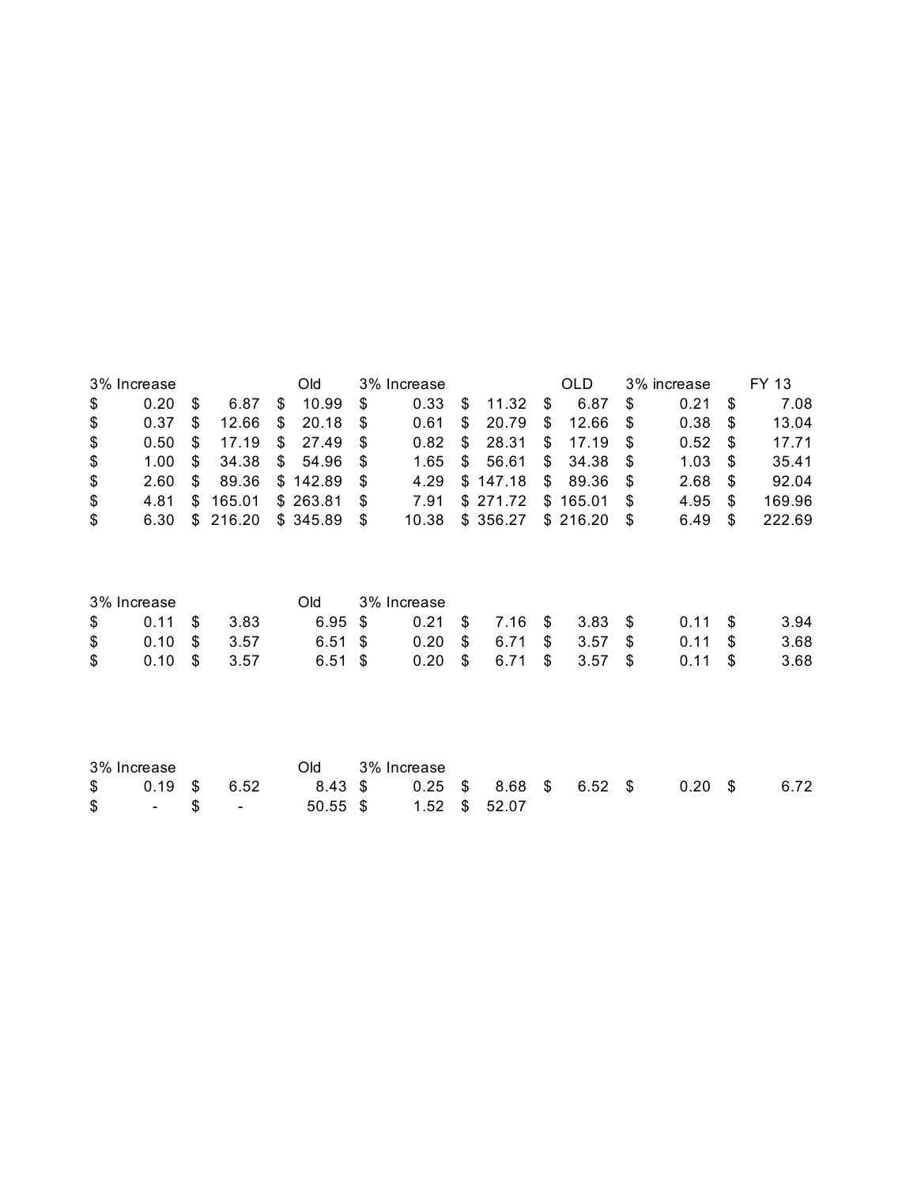| 3% Increase | | Old | 3% Increase | | OLD | 3% increase | FY 13 |
|---|---|---|---|---|---|---|---|
| $ 0.20 | $ 6.87 | $ 10.99 | $ 0.33 | $ 11.32 | $ 6.87 | $ 0.21 | $ 7.08 |
| $ 0.37 | $ 12.66 | $ 20.18 | $ 0.61 | $ 20.79 | $ 12.66 | $ 0.38 | $ 13.04 |
| $ 0.50 | $ 17.19 | $ 27.49 | $ 0.82 | $ 28.31 | $ 17.19 | $ 0.52 | $ 17.71 |
| $ 1.00 | $ 34.38 | $ 54.96 | $ 1.65 | $ 56.61 | $ 34.38 | $ 1.03 | $ 35.41 |
| $ 2.60 | $ 89.36 | $ 142.89 | $ 4.29 | $ 147.18 | $ 89.36 | $ 2.68 | $ 92.04 |
| $ 4.81 | $ 165.01 | $ 263.81 | $ 7.91 | $ 271.72 | $ 165.01 | $ 4.95 | $ 169.96 |
| $ 6.30 | $ 216.20 | $ 345.89 | $ 10.38 | $ 356.27 | $ 216.20 | $ 6.49 | $ 222.69 |

| 3% Increase | | Old | 3% Increase | | | | |
|---|---|---|---|---|---|---|---|
| $ 0.11 | $ 3.83 | 6.95 | $ 0.21 | $ 7.16 | $ 3.83 | $ 0.11 | $ 3.94 |
| $ 0.10 | $ 3.57 | 6.51 | $ 0.20 | $ 6.71 | $ 3.57 | $ 0.11 | $ 3.68 |
| $ 0.10 | $ 3.57 | 6.51 | $ 0.20 | $ 6.71 | $ 3.57 | $ 0.11 | $ 3.68 |

| 3% Increase | | Old | 3% Increase | | | | |
|---|---|---|---|---|---|---|---|
| $ 0.19 | $ 6.52 | 8.43 | $ 0.25 | $ 8.68 | $ 6.52 | $ 0.20 | $ 6.72 |
| $ - | $ - | 50.55 | $ 1.52 | $ 52.07 | | | |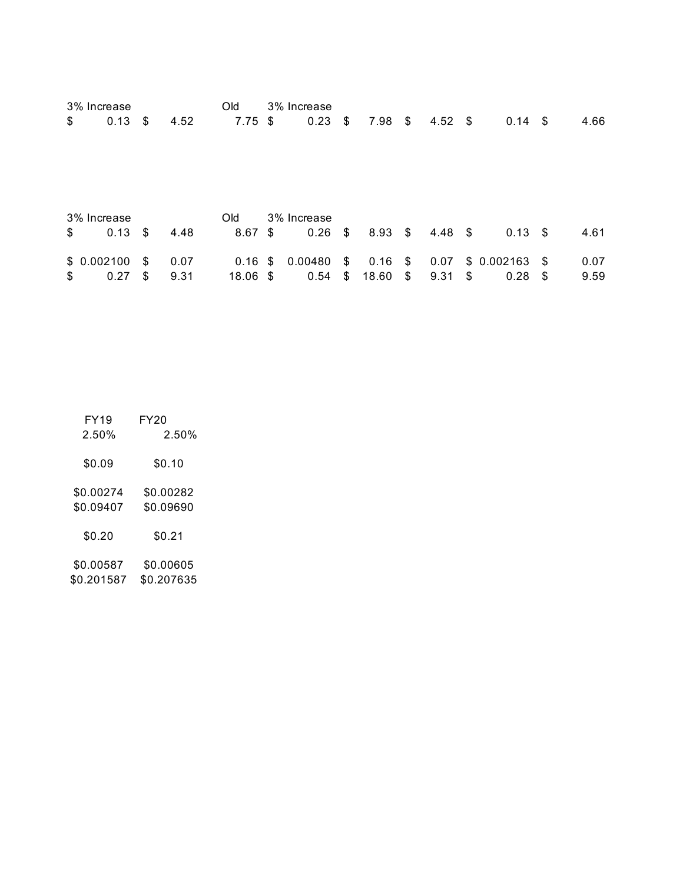| 3% Increase | | Old | 3% Increase | | | | |
|---|---|---|---|---|---|---|---|
| $ 0.13 | $ 4.52 | 7.75 | $ 0.23 | $ 7.98 | $ 4.52 | $ 0.14 | $ 4.66 |

| 3% Increase | | Old | 3% Increase | | | | |
|---|---|---|---|---|---|---|---|
| $ 0.13 | $ 4.48 | 8.67 | $ 0.26 | $ 8.93 | $ 4.48 | $ 0.13 | $ 4.61 |
| | | | | | | | |
| $ 0.002100 | $ 0.07 | 0.16 | $ 0.00480 | $ 0.16 | $ 0.07 | $ 0.002163 | $ 0.07 |
| $ 0.27 | $ 9.31 | 18.06 | $ 0.54 | $ 18.60 | $ 9.31 | $ 0.28 | $ 9.59 |

| FY19 | FY20 |
|---|---|
| 2.50% | 2.50% |
| | |
| $0.09 | $0.10 |
| | |
| $0.00274 | $0.00282 |
| $0.09407 | $0.09690 |
| | |
| $0.20 | $0.21 |
| | |
| $0.00587 | $0.00605 |
| $0.201587 | $0.207635 |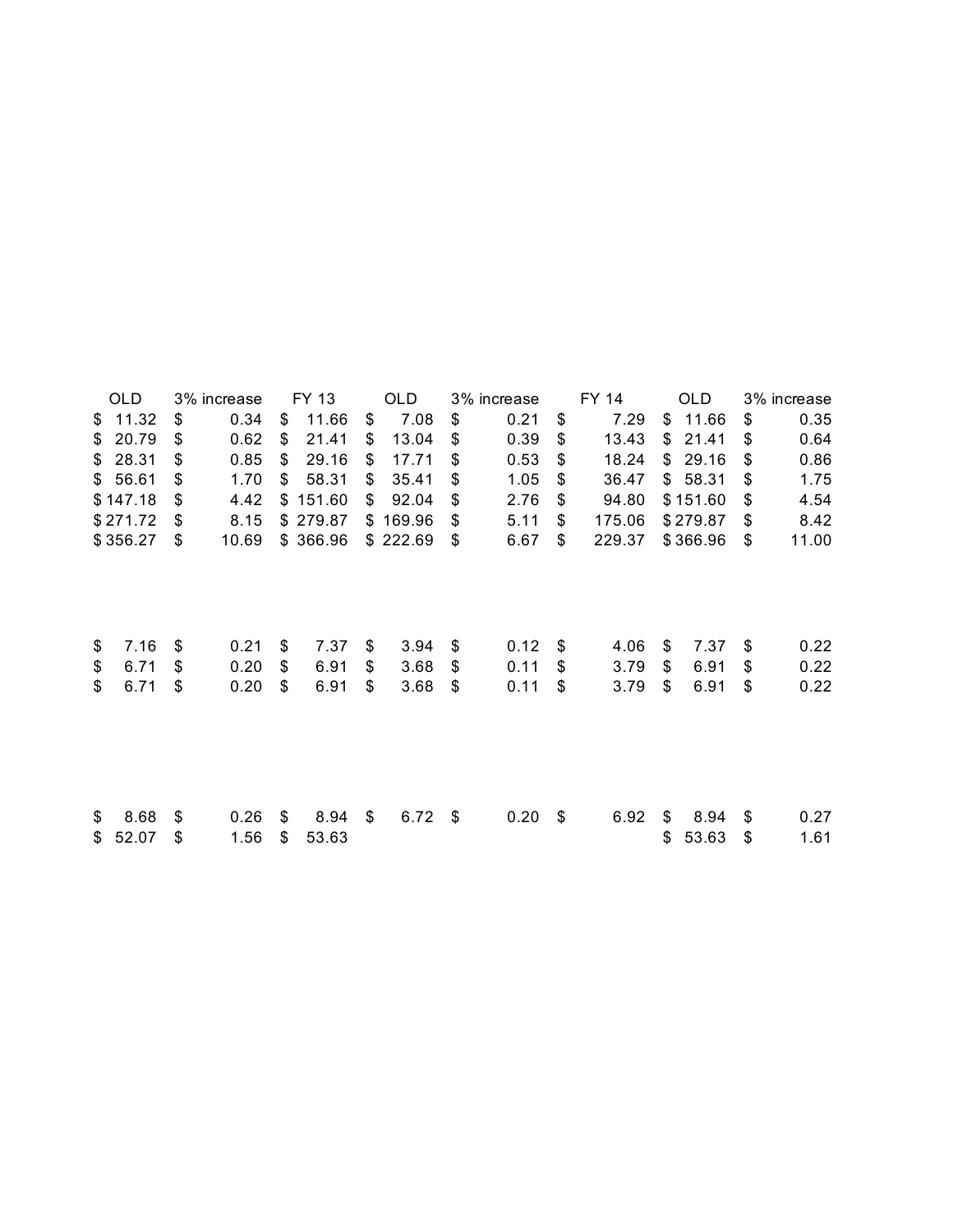| OLD | 3% increase | FY 13 | OLD | 3% increase | FY 14 | OLD | 3% increase |
|---|---|---|---|---|---|---|---|
| $ 11.32 | $ 0.34 | $ 11.66 | $ 7.08 | $ 0.21 | $ 7.29 | $ 11.66 | $ 0.35 |
| $ 20.79 | $ 0.62 | $ 21.41 | $ 13.04 | $ 0.39 | $ 13.43 | $ 21.41 | $ 0.64 |
| $ 28.31 | $ 0.85 | $ 29.16 | $ 17.71 | $ 0.53 | $ 18.24 | $ 29.16 | $ 0.86 |
| $ 56.61 | $ 1.70 | $ 58.31 | $ 35.41 | $ 1.05 | $ 36.47 | $ 58.31 | $ 1.75 |
| $ 147.18 | $ 4.42 | $ 151.60 | $ 92.04 | $ 2.76 | $ 94.80 | $ 151.60 | $ 4.54 |
| $ 271.72 | $ 8.15 | $ 279.87 | $ 169.96 | $ 5.11 | $ 175.06 | $ 279.87 | $ 8.42 |
| $ 356.27 | $ 10.69 | $ 366.96 | $ 222.69 | $ 6.67 | $ 229.37 | $ 366.96 | $ 11.00 |
| | | | | | | | |
| $ 7.16 | $ 0.21 | $ 7.37 | $ 3.94 | $ 0.12 | $ 4.06 | $ 7.37 | $ 0.22 |
| $ 6.71 | $ 0.20 | $ 6.91 | $ 3.68 | $ 0.11 | $ 3.79 | $ 6.91 | $ 0.22 |
| $ 6.71 | $ 0.20 | $ 6.91 | $ 3.68 | $ 0.11 | $ 3.79 | $ 6.91 | $ 0.22 |
| | | | | | | | |
| $ 8.68 | $ 0.26 | $ 8.94 | $ 6.72 | $ 0.20 | $ 6.92 | $ 8.94 | $ 0.27 |
| $ 52.07 | $ 1.56 | $ 53.63 | | | | $ 53.63 | $ 1.61 |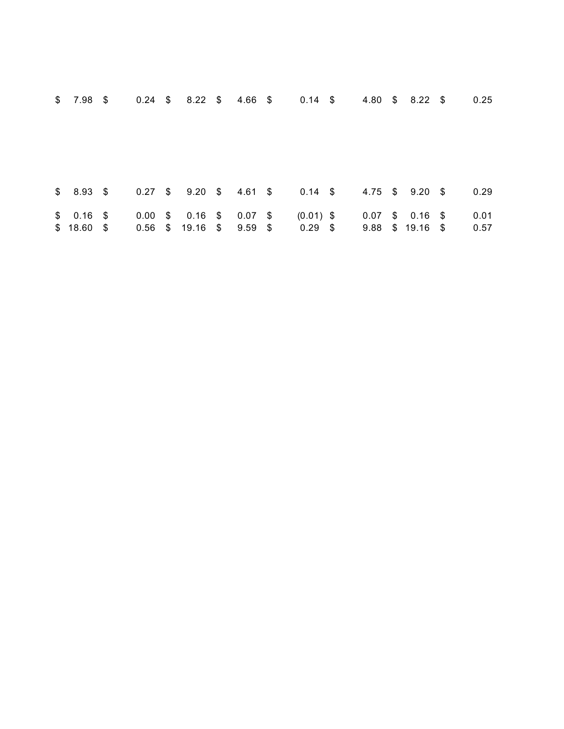| | | | | | | | |
|---|---|---|---|---|---|---|---|
| $ 7.98 | $ 0.24 | $ 8.22 | $ 4.66 | $ 0.14 | $ 4.80 | $ 8.22 | $ 0.25 |
| $ 8.93 | $ 0.27 | $ 9.20 | $ 4.61 | $ 0.14 | $ 4.75 | $ 9.20 | $ 0.29 |
| $ 0.16 | $ 0.00 | $ 0.16 | $ 0.07 | $ (0.01) | $ 0.07 | $ 0.16 | $ 0.01 |
| $ 18.60 | $ 0.56 | $ 19.16 | $ 9.59 | $ 0.29 | $ 9.88 | $ 19.16 | $ 0.57 |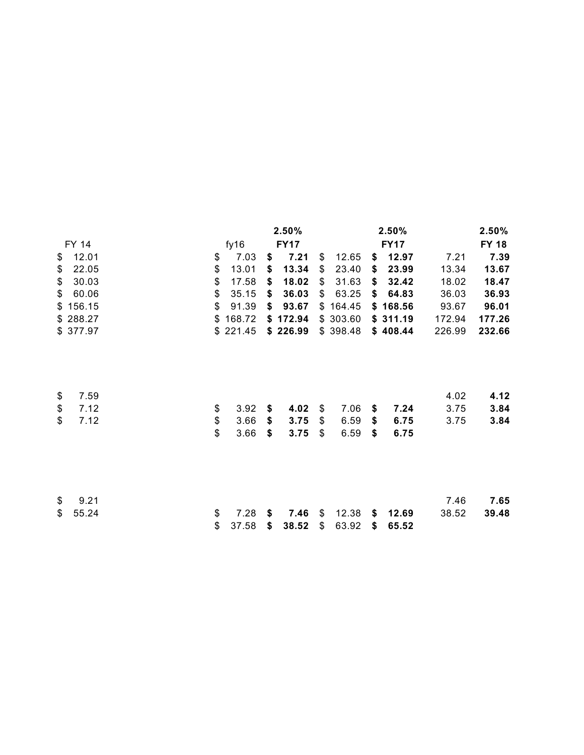|  | 2.50% |  | 2.50% |  | 2.50% |
|---|---|---|---|---|---|
| FY 14 | fy16 | **FY17** |  | **FY17** |  | **FY 18** |
| $ 12.01 | $ 7.03 | **$ 7.21** | $ 12.65 | **$ 12.97** | 7.21 | **7.39** |
| $ 22.05 | $ 13.01 | **$ 13.34** | $ 23.40 | **$ 23.99** | 13.34 | **13.67** |
| $ 30.03 | $ 17.58 | **$ 18.02** | $ 31.63 | **$ 32.42** | 18.02 | **18.47** |
| $ 60.06 | $ 35.15 | **$ 36.03** | $ 63.25 | **$ 64.83** | 36.03 | **36.93** |
| $ 156.15 | $ 91.39 | **$ 93.67** | $ 164.45 | **$ 168.56** | 93.67 | **96.01** |
| $ 288.27 | $ 168.72 | **$ 172.94** | $ 303.60 | **$ 311.19** | 172.94 | **177.26** |
| $ 377.97 | $ 221.45 | **$ 226.99** | $ 398.48 | **$ 408.44** | 226.99 | **232.66** |
|  |  |  |  |  |  |  |
| $ 7.59 |  |  |  |  | 4.02 | **4.12** |
| $ 7.12 | $ 3.92 | **$ 4.02** | $ 7.06 | **$ 7.24** | 3.75 | **3.84** |
| $ 7.12 | $ 3.66 | **$ 3.75** | $ 6.59 | **$ 6.75** | 3.75 | **3.84** |
|  | $ 3.66 | **$ 3.75** | $ 6.59 | **$ 6.75** |  |  |
|  |  |  |  |  |  |  |
| $ 9.21 |  |  |  |  | 7.46 | **7.65** |
| $ 55.24 | $ 7.28 | **$ 7.46** | $ 12.38 | **$ 12.69** | 38.52 | **39.48** |
|  | $ 37.58 | **$ 38.52** | $ 63.92 | **$ 65.52** |  |  |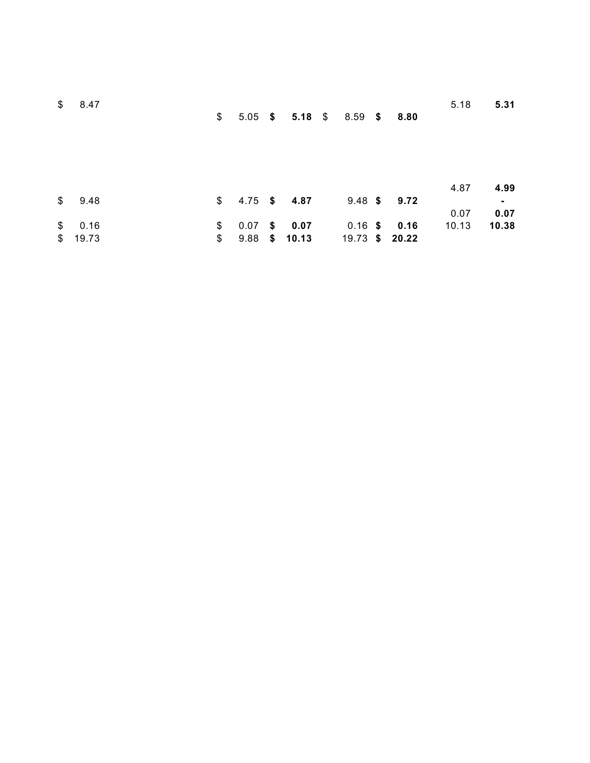| | | | | | | | |
|---|---|---|---|---|---|---|---|
| $ 8.47 | | | | | | 5.18 | **5.31** |
| | $ 5.05 | **$ 5.18** | $ 8.59 | **$ 8.80** | | | |
| | | | | | | 4.87 | **4.99** |
| $ 9.48 | $ 4.75 | **$ 4.87** | 9.48 | **$ 9.72** | | | **-** |
| | | | | | | 0.07 | **0.07** |
| $ 0.16 | $ 0.07 | **$ 0.07** | 0.16 | **$ 0.16** | | 10.13 | **10.38** |
| $ 19.73 | $ 9.88 | **$ 10.13** | 19.73 | **$ 20.22** | | | |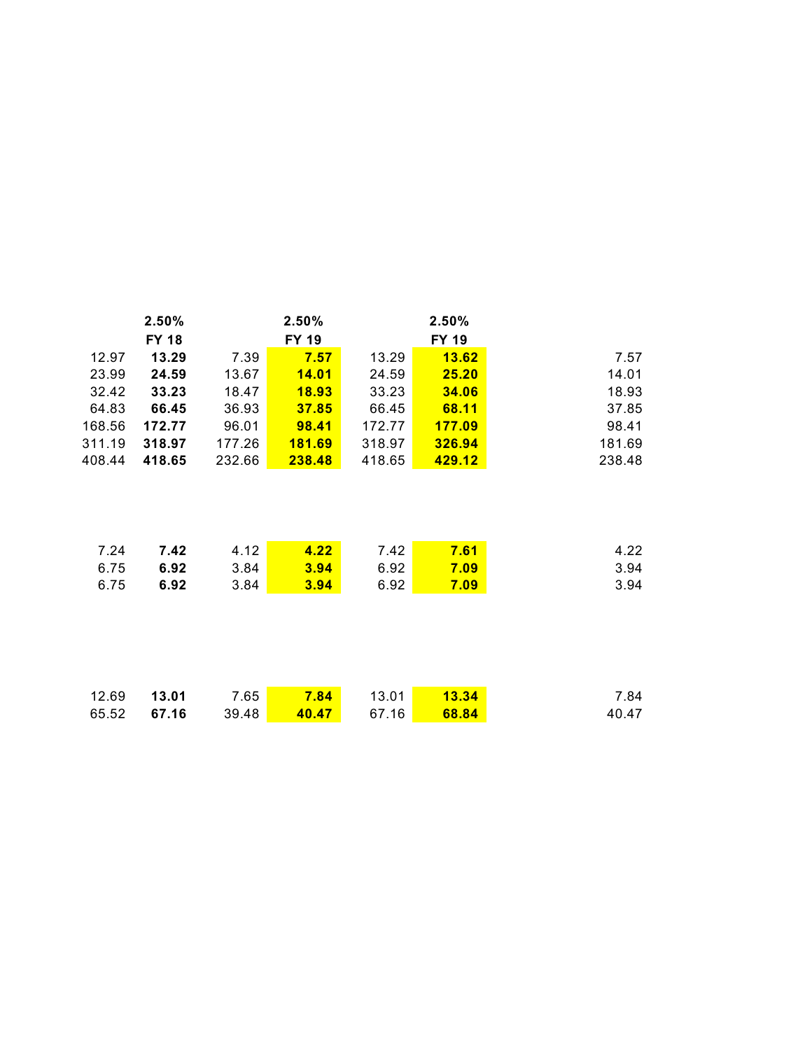| | 2.50% | | 2.50% | | 2.50% | |
|---|---|---|---|---|---|---|
| | **FY 18** | | **FY 19** | | **FY 19** | |
| 12.97 | **13.29** | 7.39 | **7.57** | 13.29 | **13.62** | 7.57 |
| 23.99 | **24.59** | 13.67 | **14.01** | 24.59 | **25.20** | 14.01 |
| 32.42 | **33.23** | 18.47 | **18.93** | 33.23 | **34.06** | 18.93 |
| 64.83 | **66.45** | 36.93 | **37.85** | 66.45 | **68.11** | 37.85 |
| 168.56 | **172.77** | 96.01 | **98.41** | 172.77 | **177.09** | 98.41 |
| 311.19 | **318.97** | 177.26 | **181.69** | 318.97 | **326.94** | 181.69 |
| 408.44 | **418.65** | 232.66 | **238.48** | 418.65 | **429.12** | 238.48 |
| | | | | | | |
| 7.24 | **7.42** | 4.12 | **4.22** | 7.42 | **7.61** | 4.22 |
| 6.75 | **6.92** | 3.84 | **3.94** | 6.92 | **7.09** | 3.94 |
| 6.75 | **6.92** | 3.84 | **3.94** | 6.92 | **7.09** | 3.94 |
| | | | | | | |
| 12.69 | **13.01** | 7.65 | **7.84** | 13.01 | **13.34** | 7.84 |
| 65.52 | **67.16** | 39.48 | **40.47** | 67.16 | **68.84** | 40.47 |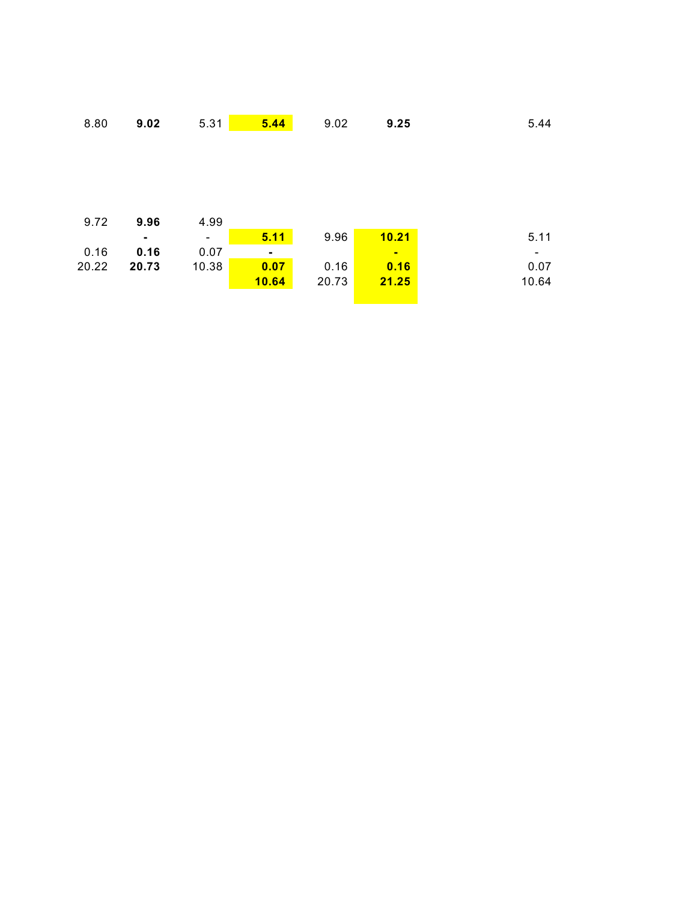| | | | | | | |
|---|---|---|---|---|---|---|
| 8.80 | **9.02** | 5.31 | **5.44** | 9.02 | **9.25** | 5.44 |
| | | | | | | |
| 9.72 | **9.96** | 4.99 | | | | |
| | **-** | - | **5.11** | 9.96 | **10.21** | 5.11 |
| 0.16 | **0.16** | 0.07 | **-** | | **-** | - |
| 20.22 | **20.73** | 10.38 | **0.07** | 0.16 | **0.16** | 0.07 |
| | | | **10.64** | 20.73 | **21.25** | 10.64 |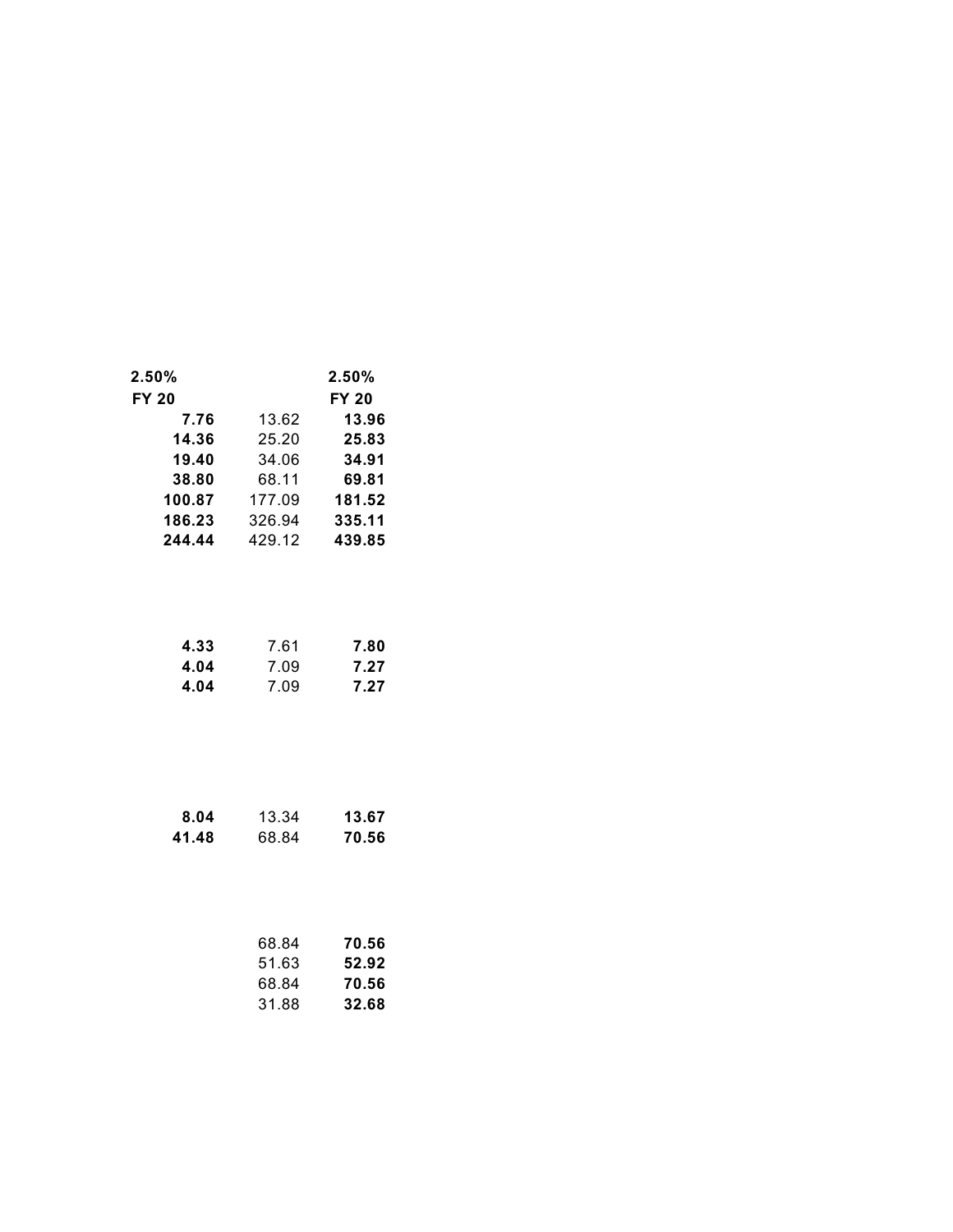| 2.50% | | 2.50% |
|---|---|---|
| **FY 20** | | **FY 20** |
| **7.76** | 13.62 | **13.96** |
| **14.36** | 25.20 | **25.83** |
| **19.40** | 34.06 | **34.91** |
| **38.80** | 68.11 | **69.81** |
| **100.87** | 177.09 | **181.52** |
| **186.23** | 326.94 | **335.11** |
| **244.44** | 429.12 | **439.85** |
| | | |
| **4.33** | 7.61 | **7.80** |
| **4.04** | 7.09 | **7.27** |
| **4.04** | 7.09 | **7.27** |
| | | |
| **8.04** | 13.34 | **13.67** |
| **41.48** | 68.84 | **70.56** |
| | | |
| | 68.84 | **70.56** |
| | 51.63 | **52.92** |
| | 68.84 | **70.56** |
| | 31.88 | **32.68** |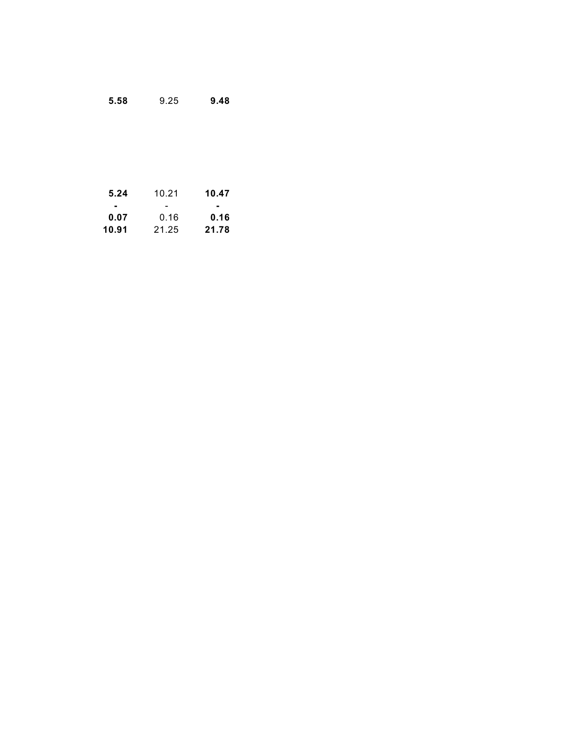| | | |
|---|---|---|
| **5.58** | 9.25 | **9.48** |
| | | |
| **5.24** | 10.21 | **10.47** |
| **-** | - | **-** |
| **0.07** | 0.16 | **0.16** |
| **10.91** | 21.25 | **21.78** |